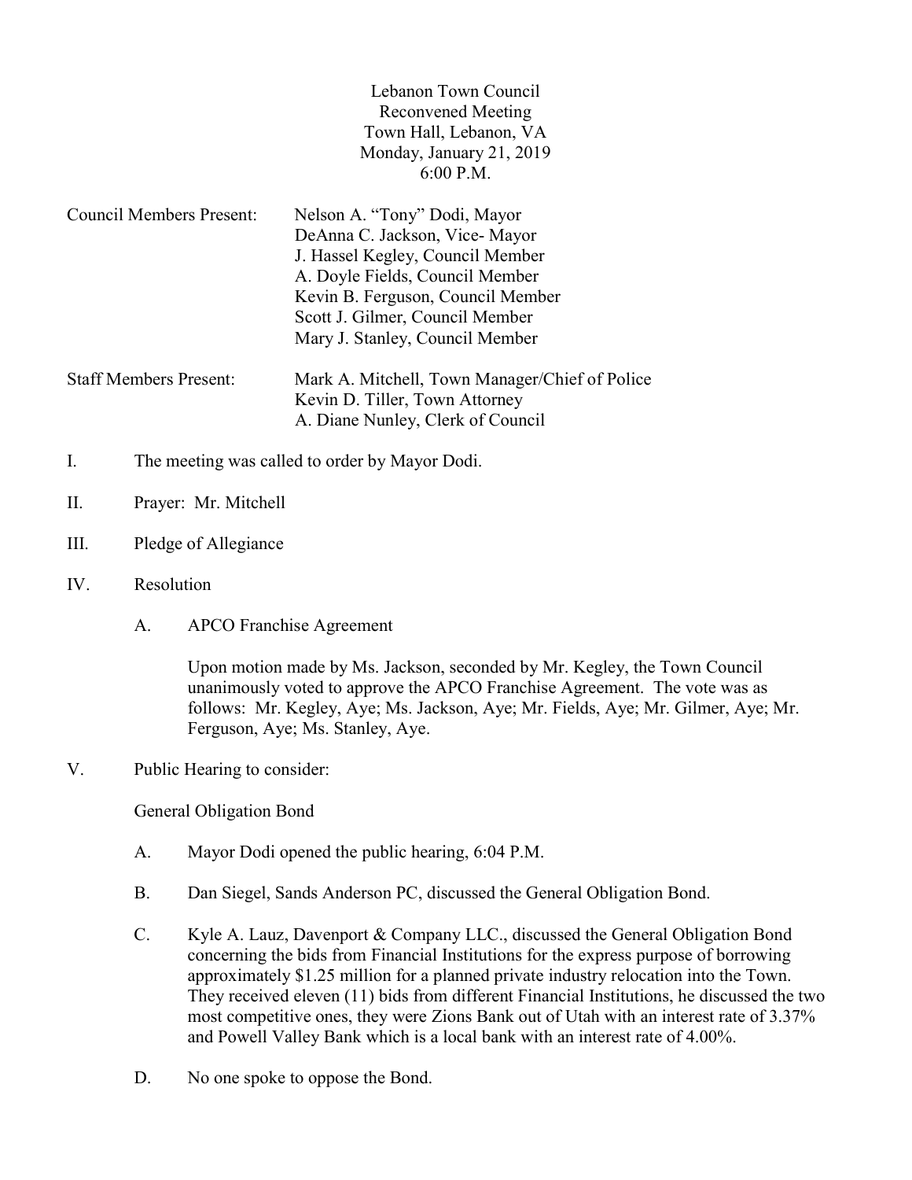Lebanon Town Council
Reconvened Meeting
Town Hall, Lebanon, VA
Monday, January 21, 2019
6:00 P.M.

Council Members Present: Nelson A. "Tony" Dodi, Mayor
DeAnna C. Jackson, Vice- Mayor
J. Hassel Kegley, Council Member
A. Doyle Fields, Council Member
Kevin B. Ferguson, Council Member
Scott J. Gilmer, Council Member
Mary J. Stanley, Council Member

Staff Members Present: Mark A. Mitchell, Town Manager/Chief of Police
Kevin D. Tiller, Town Attorney
A. Diane Nunley, Clerk of Council

I. The meeting was called to order by Mayor Dodi.

II. Prayer: Mr. Mitchell

III. Pledge of Allegiance

IV. Resolution

A. APCO Franchise Agreement

Upon motion made by Ms. Jackson, seconded by Mr. Kegley, the Town Council unanimously voted to approve the APCO Franchise Agreement. The vote was as follows: Mr. Kegley, Aye; Ms. Jackson, Aye; Mr. Fields, Aye; Mr. Gilmer, Aye; Mr. Ferguson, Aye; Ms. Stanley, Aye.

V. Public Hearing to consider:

General Obligation Bond

A. Mayor Dodi opened the public hearing, 6:04 P.M.

B. Dan Siegel, Sands Anderson PC, discussed the General Obligation Bond.

C. Kyle A. Lauz, Davenport & Company LLC., discussed the General Obligation Bond concerning the bids from Financial Institutions for the express purpose of borrowing approximately $1.25 million for a planned private industry relocation into the Town. They received eleven (11) bids from different Financial Institutions, he discussed the two most competitive ones, they were Zions Bank out of Utah with an interest rate of 3.37% and Powell Valley Bank which is a local bank with an interest rate of 4.00%.

D. No one spoke to oppose the Bond.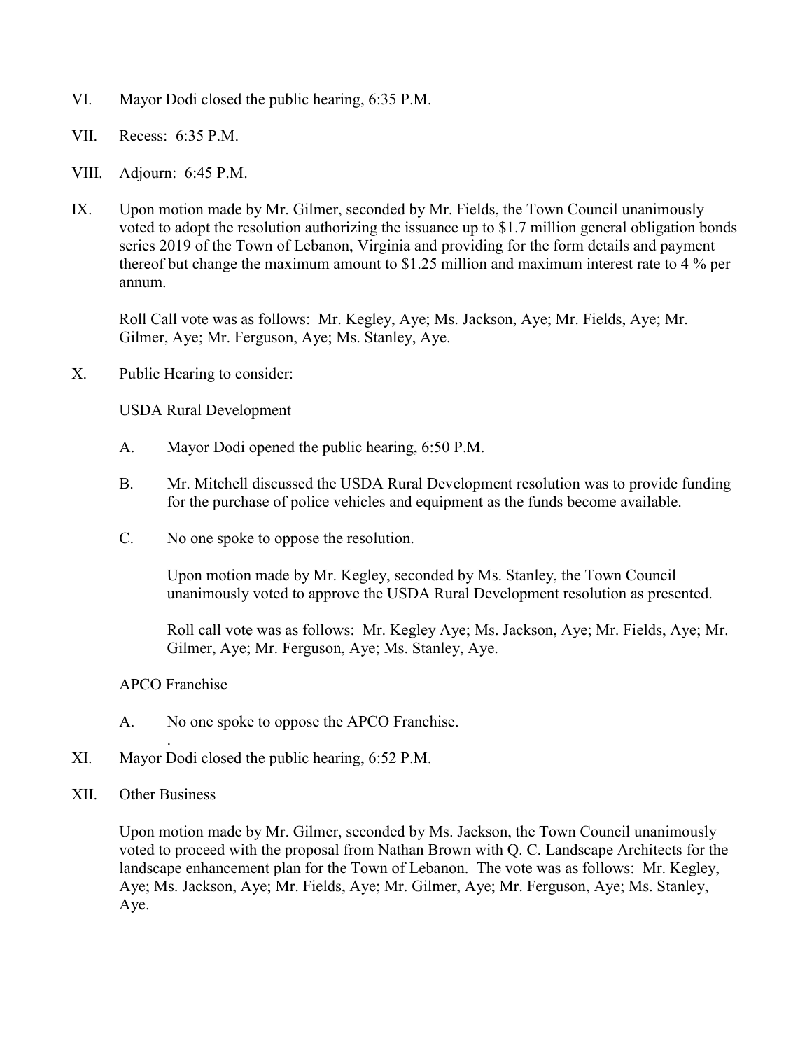VI. Mayor Dodi closed the public hearing, 6:35 P.M.

VII. Recess: 6:35 P.M.

VIII. Adjourn: 6:45 P.M.

IX. Upon motion made by Mr. Gilmer, seconded by Mr. Fields, the Town Council unanimously voted to adopt the resolution authorizing the issuance up to $1.7 million general obligation bonds series 2019 of the Town of Lebanon, Virginia and providing for the form details and payment thereof but change the maximum amount to $1.25 million and maximum interest rate to 4 % per annum.

Roll Call vote was as follows: Mr. Kegley, Aye; Ms. Jackson, Aye; Mr. Fields, Aye; Mr. Gilmer, Aye; Mr. Ferguson, Aye; Ms. Stanley, Aye.

X. Public Hearing to consider:

USDA Rural Development

A. Mayor Dodi opened the public hearing, 6:50 P.M.

B. Mr. Mitchell discussed the USDA Rural Development resolution was to provide funding for the purchase of police vehicles and equipment as the funds become available.

C. No one spoke to oppose the resolution.

Upon motion made by Mr. Kegley, seconded by Ms. Stanley, the Town Council unanimously voted to approve the USDA Rural Development resolution as presented.

Roll call vote was as follows: Mr. Kegley Aye; Ms. Jackson, Aye; Mr. Fields, Aye; Mr. Gilmer, Aye; Mr. Ferguson, Aye; Ms. Stanley, Aye.

APCO Franchise

A. No one spoke to oppose the APCO Franchise.

XI. Mayor Dodi closed the public hearing, 6:52 P.M.

XII. Other Business

Upon motion made by Mr. Gilmer, seconded by Ms. Jackson, the Town Council unanimously voted to proceed with the proposal from Nathan Brown with Q. C. Landscape Architects for the landscape enhancement plan for the Town of Lebanon. The vote was as follows: Mr. Kegley, Aye; Ms. Jackson, Aye; Mr. Fields, Aye; Mr. Gilmer, Aye; Mr. Ferguson, Aye; Ms. Stanley, Aye.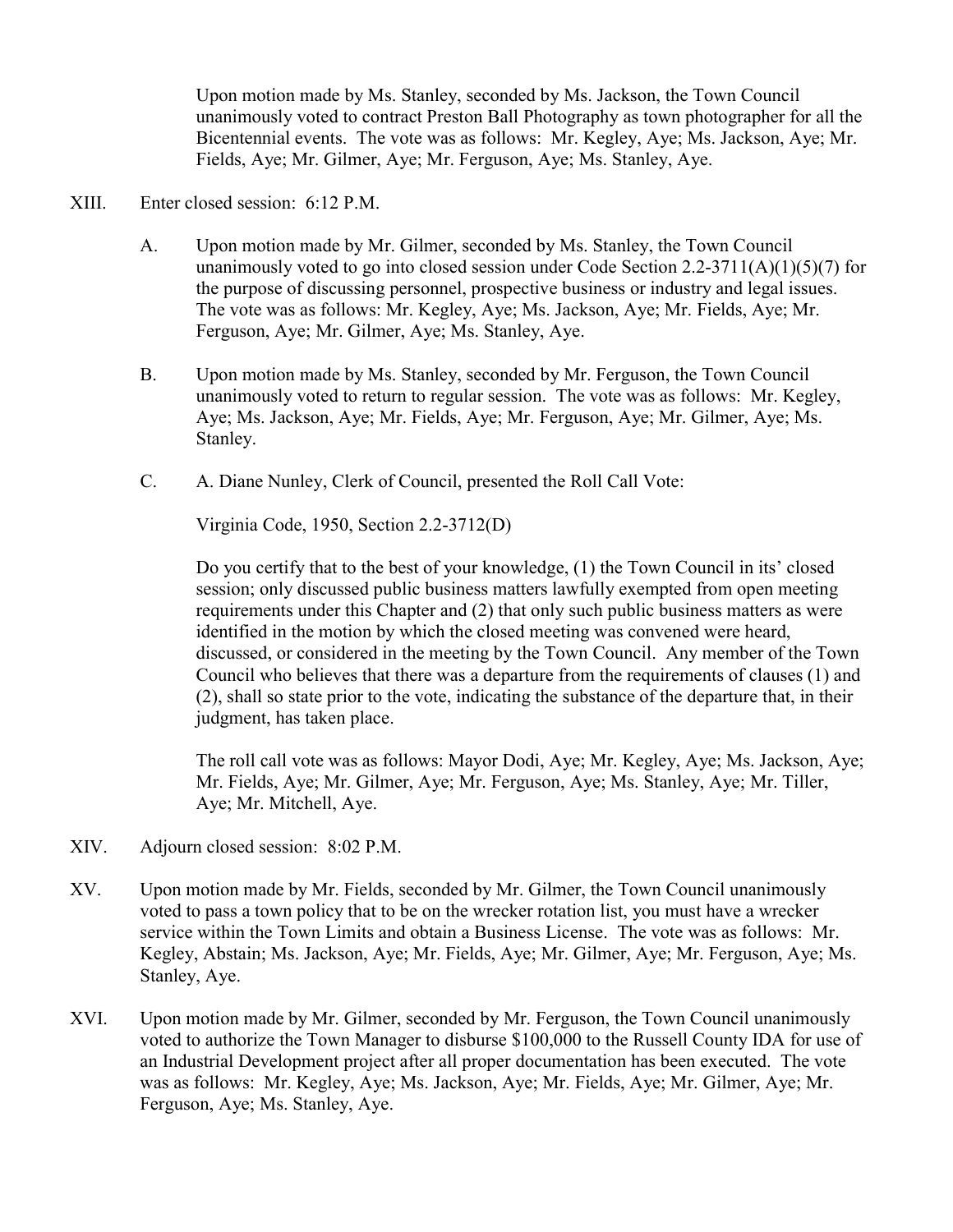Upon motion made by Ms. Stanley, seconded by Ms. Jackson, the Town Council unanimously voted to contract Preston Ball Photography as town photographer for all the Bicentennial events. The vote was as follows: Mr. Kegley, Aye; Ms. Jackson, Aye; Mr. Fields, Aye; Mr. Gilmer, Aye; Mr. Ferguson, Aye; Ms. Stanley, Aye.

XIII. Enter closed session: 6:12 P.M.

A. Upon motion made by Mr. Gilmer, seconded by Ms. Stanley, the Town Council unanimously voted to go into closed session under Code Section 2.2-3711(A)(1)(5)(7) for the purpose of discussing personnel, prospective business or industry and legal issues. The vote was as follows: Mr. Kegley, Aye; Ms. Jackson, Aye; Mr. Fields, Aye; Mr. Ferguson, Aye; Mr. Gilmer, Aye; Ms. Stanley, Aye.

B. Upon motion made by Ms. Stanley, seconded by Mr. Ferguson, the Town Council unanimously voted to return to regular session. The vote was as follows: Mr. Kegley, Aye; Ms. Jackson, Aye; Mr. Fields, Aye; Mr. Ferguson, Aye; Mr. Gilmer, Aye; Ms. Stanley.

C. A. Diane Nunley, Clerk of Council, presented the Roll Call Vote:

Virginia Code, 1950, Section 2.2-3712(D)

Do you certify that to the best of your knowledge, (1) the Town Council in its' closed session; only discussed public business matters lawfully exempted from open meeting requirements under this Chapter and (2) that only such public business matters as were identified in the motion by which the closed meeting was convened were heard, discussed, or considered in the meeting by the Town Council. Any member of the Town Council who believes that there was a departure from the requirements of clauses (1) and (2), shall so state prior to the vote, indicating the substance of the departure that, in their judgment, has taken place.

The roll call vote was as follows: Mayor Dodi, Aye; Mr. Kegley, Aye; Ms. Jackson, Aye; Mr. Fields, Aye; Mr. Gilmer, Aye; Mr. Ferguson, Aye; Ms. Stanley, Aye; Mr. Tiller, Aye; Mr. Mitchell, Aye.

XIV. Adjourn closed session: 8:02 P.M.

XV. Upon motion made by Mr. Fields, seconded by Mr. Gilmer, the Town Council unanimously voted to pass a town policy that to be on the wrecker rotation list, you must have a wrecker service within the Town Limits and obtain a Business License. The vote was as follows: Mr. Kegley, Abstain; Ms. Jackson, Aye; Mr. Fields, Aye; Mr. Gilmer, Aye; Mr. Ferguson, Aye; Ms. Stanley, Aye.

XVI. Upon motion made by Mr. Gilmer, seconded by Mr. Ferguson, the Town Council unanimously voted to authorize the Town Manager to disburse $100,000 to the Russell County IDA for use of an Industrial Development project after all proper documentation has been executed. The vote was as follows: Mr. Kegley, Aye; Ms. Jackson, Aye; Mr. Fields, Aye; Mr. Gilmer, Aye; Mr. Ferguson, Aye; Ms. Stanley, Aye.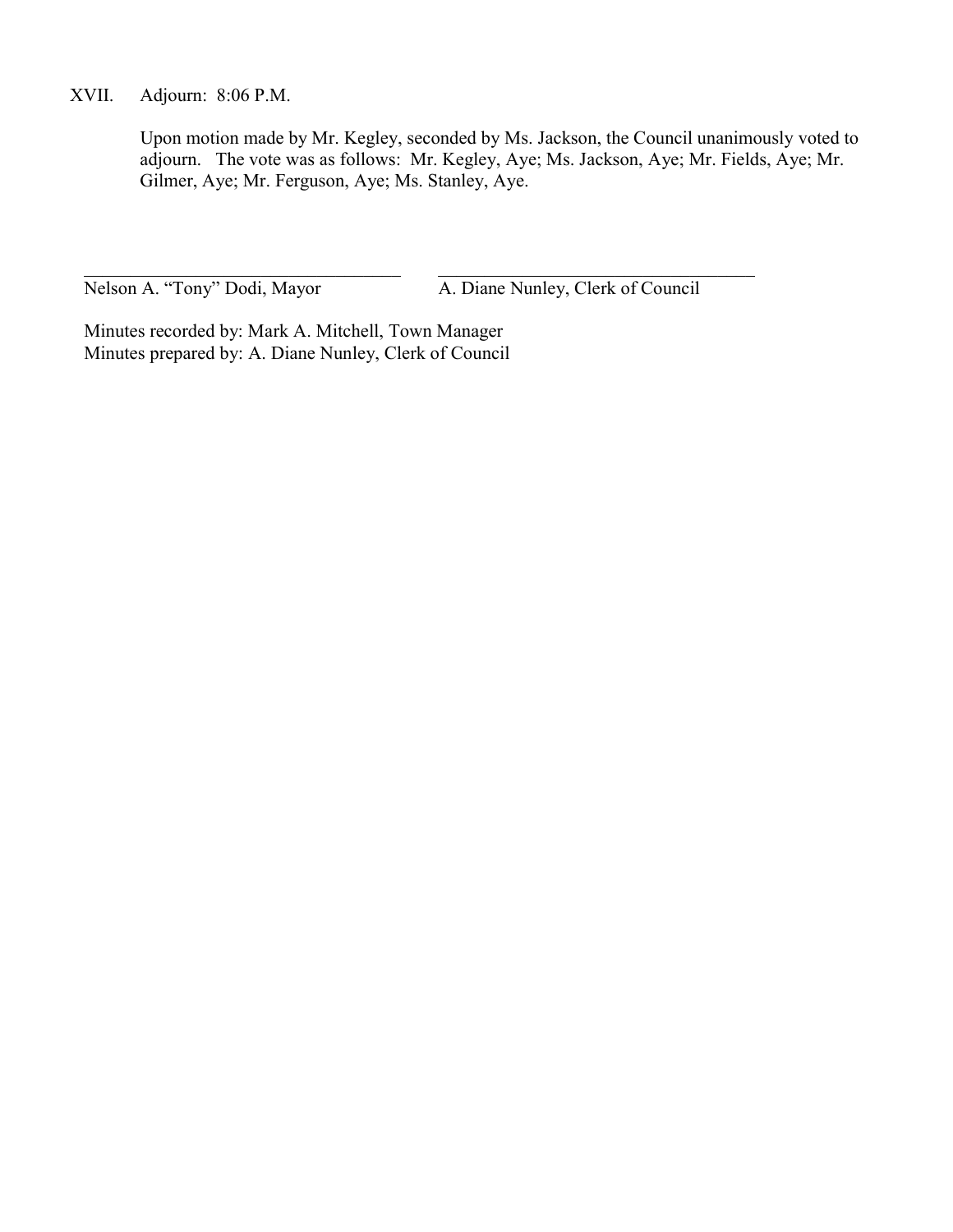XVII. Adjourn: 8:06 P.M.

Upon motion made by Mr. Kegley, seconded by Ms. Jackson, the Council unanimously voted to adjourn. The vote was as follows: Mr. Kegley, Aye; Ms. Jackson, Aye; Mr. Fields, Aye; Mr. Gilmer, Aye; Mr. Ferguson, Aye; Ms. Stanley, Aye.

\_\_\_\_\_\_\_\_\_\_\_\_\_\_\_\_\_\_\_\_\_\_\_\_\_\_\_\_\_\_\_\_\_\_\_\_
Nelson A. "Tony" Dodi, Mayor

\_\_\_\_\_\_\_\_\_\_\_\_\_\_\_\_\_\_\_\_\_\_\_\_\_\_\_\_\_\_\_\_\_\_\_\_
A. Diane Nunley, Clerk of Council

Minutes recorded by: Mark A. Mitchell, Town Manager
Minutes prepared by: A. Diane Nunley, Clerk of Council